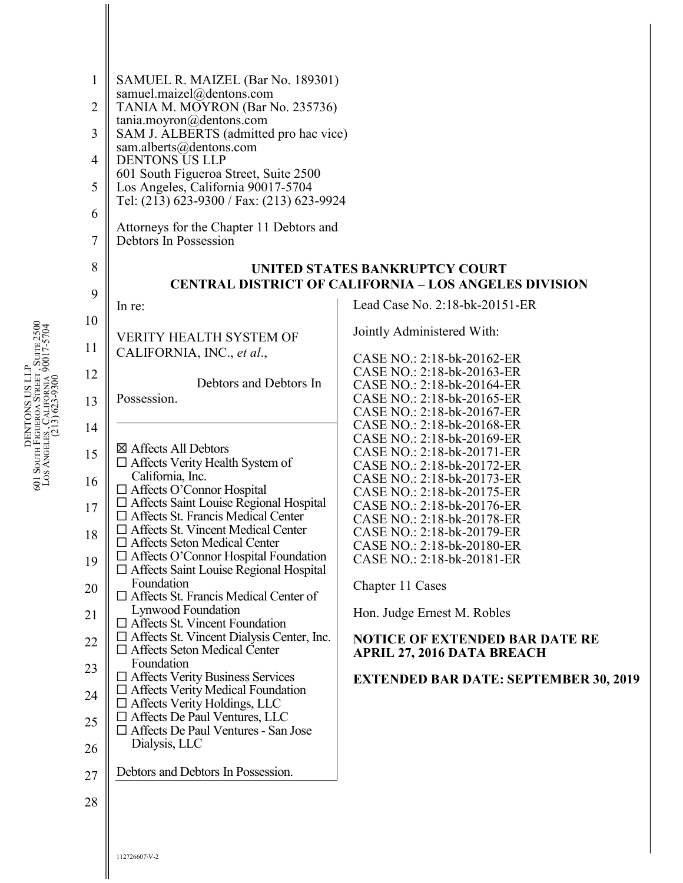SAMUEL R. MAIZEL (Bar No. 189301)
samuel.maizel@dentons.com
TANIA M. MOYRON (Bar No. 235736)
tania.moyron@dentons.com
SAM J. ALBERTS (admitted pro hac vice)
sam.alberts@dentons.com
DENTONS US LLP
601 South Figueroa Street, Suite 2500
Los Angeles, California 90017-5704
Tel: (213) 623-9300 / Fax: (213) 623-9924

Attorneys for the Chapter 11 Debtors and
Debtors In Possession

**UNITED STATES BANKRUPTCY COURT**
**CENTRAL DISTRICT OF CALIFORNIA – LOS ANGELES DIVISION**

In re:

VERITY HEALTH SYSTEM OF CALIFORNIA, INC., *et al*.,

Debtors and Debtors In Possession.

☒ Affects All Debtors
☐ Affects Verity Health System of California, Inc.
☐ Affects O'Connor Hospital
☐ Affects Saint Louise Regional Hospital
☐ Affects St. Francis Medical Center
☐ Affects St. Vincent Medical Center
☐ Affects Seton Medical Center
☐ Affects O'Connor Hospital Foundation
☐ Affects Saint Louise Regional Hospital Foundation
☐ Affects St. Francis Medical Center of Lynwood Foundation
☐ Affects St. Vincent Foundation
☐ Affects St. Vincent Dialysis Center, Inc.
☐ Affects Seton Medical Center Foundation
☐ Affects Verity Business Services
☐ Affects Verity Medical Foundation
☐ Affects Verity Holdings, LLC
☐ Affects De Paul Ventures, LLC
☐ Affects De Paul Ventures - San Jose Dialysis, LLC

Debtors and Debtors In Possession.

Lead Case No. 2:18-bk-20151-ER

Jointly Administered With:

CASE NO.: 2:18-bk-20162-ER
CASE NO.: 2:18-bk-20163-ER
CASE NO.: 2:18-bk-20164-ER
CASE NO.: 2:18-bk-20165-ER
CASE NO.: 2:18-bk-20167-ER
CASE NO.: 2:18-bk-20168-ER
CASE NO.: 2:18-bk-20169-ER
CASE NO.: 2:18-bk-20171-ER
CASE NO.: 2:18-bk-20172-ER
CASE NO.: 2:18-bk-20173-ER
CASE NO.: 2:18-bk-20175-ER
CASE NO.: 2:18-bk-20176-ER
CASE NO.: 2:18-bk-20178-ER
CASE NO.: 2:18-bk-20179-ER
CASE NO.: 2:18-bk-20180-ER
CASE NO.: 2:18-bk-20181-ER

Chapter 11 Cases

Hon. Judge Ernest M. Robles

**NOTICE OF EXTENDED BAR DATE RE APRIL 27, 2016 DATA BREACH**

**EXTENDED BAR DATE: SEPTEMBER 30, 2019**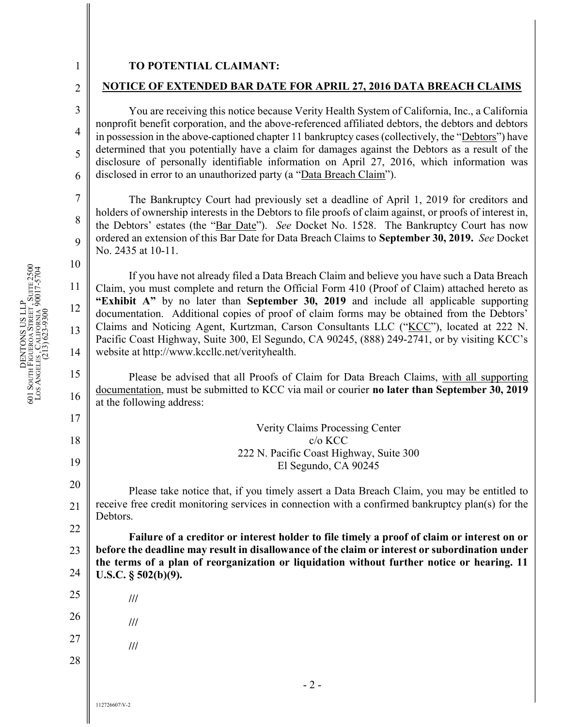**TO POTENTIAL CLAIMANT:**

**NOTICE OF EXTENDED BAR DATE FOR APRIL 27, 2016 DATA BREACH CLAIMS**

You are receiving this notice because Verity Health System of California, Inc., a California nonprofit benefit corporation, and the above-referenced affiliated debtors, the debtors and debtors in possession in the above-captioned chapter 11 bankruptcy cases (collectively, the "Debtors") have determined that you potentially have a claim for damages against the Debtors as a result of the disclosure of personally identifiable information on April 27, 2016, which information was disclosed in error to an unauthorized party (a "Data Breach Claim").

The Bankruptcy Court had previously set a deadline of April 1, 2019 for creditors and holders of ownership interests in the Debtors to file proofs of claim against, or proofs of interest in, the Debtors' estates (the "Bar Date"). *See* Docket No. 1528. The Bankruptcy Court has now ordered an extension of this Bar Date for Data Breach Claims to **September 30, 2019.** *See* Docket No. 2435 at 10-11.

If you have not already filed a Data Breach Claim and believe you have such a Data Breach Claim, you must complete and return the Official Form 410 (Proof of Claim) attached hereto as **"Exhibit A"** by no later than **September 30, 2019** and include all applicable supporting documentation. Additional copies of proof of claim forms may be obtained from the Debtors' Claims and Noticing Agent, Kurtzman, Carson Consultants LLC ("KCC"), located at 222 N. Pacific Coast Highway, Suite 300, El Segundo, CA 90245, (888) 249-2741, or by visiting KCC's website at http://www.kccllc.net/verityhealth.

Please be advised that all Proofs of Claim for Data Breach Claims, with all supporting documentation, must be submitted to KCC via mail or courier **no later than September 30, 2019** at the following address:

Verity Claims Processing Center
c/o KCC
222 N. Pacific Coast Highway, Suite 300
El Segundo, CA 90245

Please take notice that, if you timely assert a Data Breach Claim, you may be entitled to receive free credit monitoring services in connection with a confirmed bankruptcy plan(s) for the Debtors.

**Failure of a creditor or interest holder to file timely a proof of claim or interest on or before the deadline may result in disallowance of the claim or interest or subordination under the terms of a plan of reorganization or liquidation without further notice or hearing. 11 U.S.C. § 502(b)(9).**

///

///

///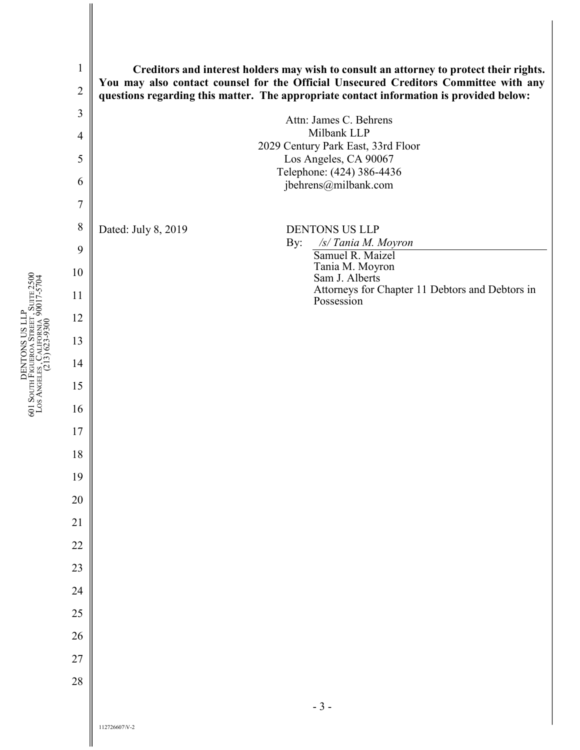**Creditors and interest holders may wish to consult an attorney to protect their rights. You may also contact counsel for the Official Unsecured Creditors Committee with any questions regarding this matter. The appropriate contact information is provided below:**

Attn: James C. Behrens
Milbank LLP
2029 Century Park East, 33rd Floor
Los Angeles, CA 90067
Telephone: (424) 386-4436
jbehrens@milbank.com

Dated: July 8, 2019

DENTONS US LLP

By: */s/ Tania M. Moyron*

Samuel R. Maizel
Tania M. Moyron
Sam J. Alberts
Attorneys for Chapter 11 Debtors and Debtors in Possession